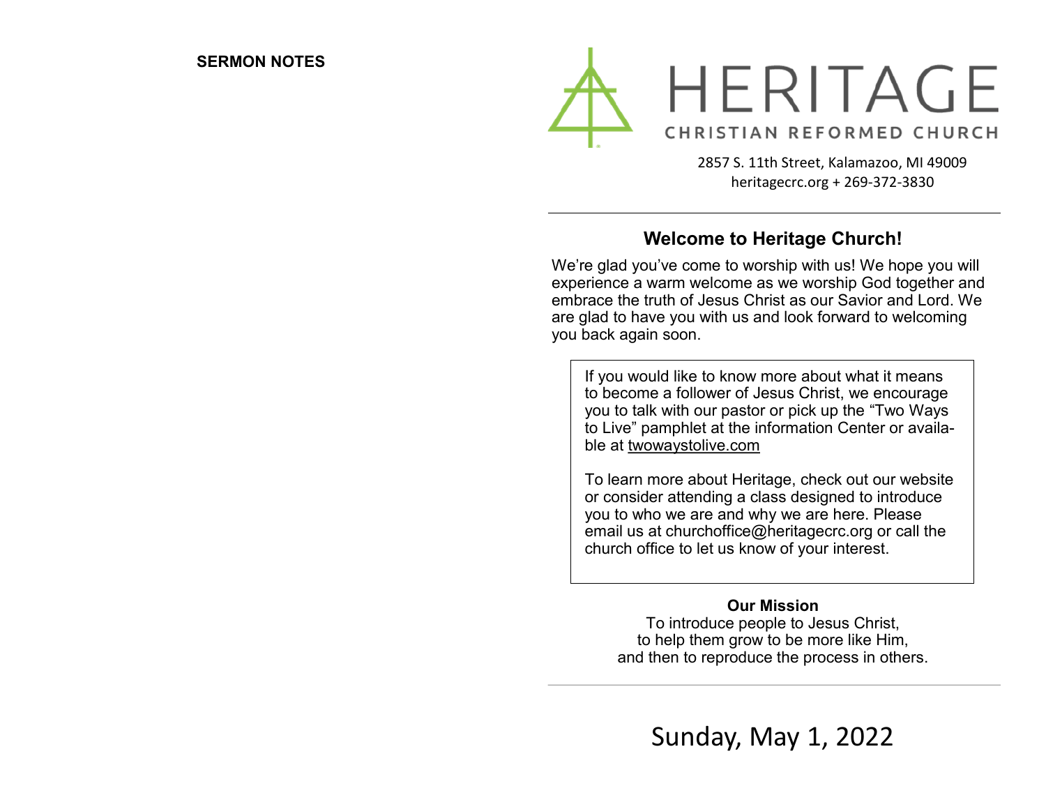**SERMON NOTES**

# HERITAGE

CHRISTIAN REFORMED CHURCH

2857 S. 11th Street, Kalamazoo, MI 49009
heritagecrc.org + 269-372-3830

---

## Welcome to Heritage Church!

We're glad you've come to worship with us! We hope you will experience a warm welcome as we worship God together and embrace the truth of Jesus Christ as our Savior and Lord. We are glad to have you with us and look forward to welcoming you back again soon.

> If you would like to know more about what it means to become a follower of Jesus Christ, we encourage you to talk with our pastor or pick up the "Two Ways to Live" pamphlet at the information Center or available at twowaystolive.com
>
> To learn more about Heritage, check out our website or consider attending a class designed to introduce you to who we are and why we are here. Please email us at churchoffice@heritagecrc.org or call the church office to let us know of your interest.

**Our Mission**

To introduce people to Jesus Christ,
to help them grow to be more like Him,
and then to reproduce the process in others.

---

Sunday, May 1, 2022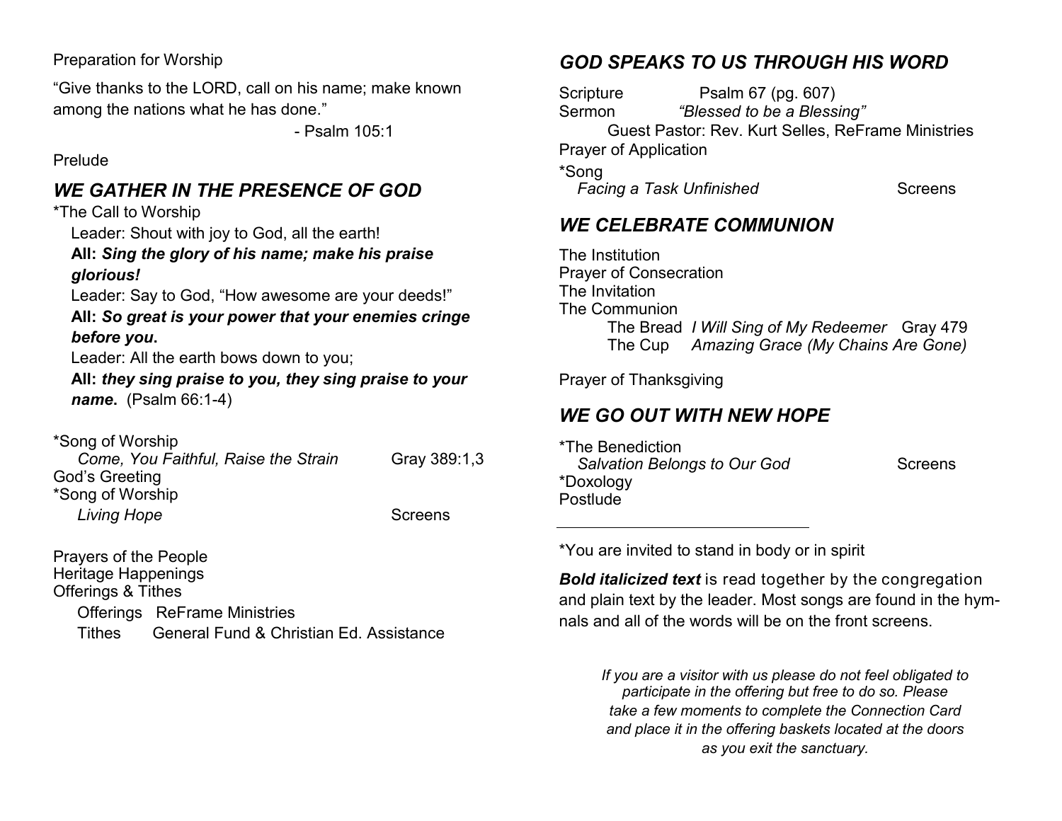Preparation for Worship

"Give thanks to the LORD, call on his name; make known among the nations what he has done."

- Psalm 105:1

Prelude

## *WE GATHER IN THE PRESENCE OF GOD*

*The Call to Worship

Leader: Shout with joy to God, all the earth!

**All:** ***Sing the glory of his name; make his praise glorious!***

Leader: Say to God, "How awesome are your deeds!"

**All:** ***So great is your power that your enemies cringe before you.***

Leader: All the earth bows down to you;

**All:** ***they sing praise to you, they sing praise to your name.*** (Psalm 66:1-4)

*Song of Worship
*Come, You Faithful, Raise the Strain* Gray 389:1,3

God's Greeting

*Song of Worship
*Living Hope* Screens

Prayers of the People

Heritage Happenings

Offerings & Tithes

Offerings ReFrame Ministries

Tithes General Fund & Christian Ed. Assistance

## *GOD SPEAKS TO US THROUGH HIS WORD*

Scripture Psalm 67 (pg. 607)

Sermon *"Blessed to be a Blessing"*

Guest Pastor: Rev. Kurt Selles, ReFrame Ministries

Prayer of Application

*Song
*Facing a Task Unfinished* Screens

## *WE CELEBRATE COMMUNION*

The Institution

Prayer of Consecration

The Invitation

The Communion

The Bread *I Will Sing of My Redeemer* Gray 479

The Cup *Amazing Grace (My Chains Are Gone)*

Prayer of Thanksgiving

## *WE GO OUT WITH NEW HOPE*

*The Benediction
*Salvation Belongs to Our God* Screens

*Doxology

Postlude

---

*You are invited to stand in body or in spirit

***Bold italicized text*** is read together by the congregation and plain text by the leader. Most songs are found in the hymnals and all of the words will be on the front screens.

*If you are a visitor with us please do not feel obligated to participate in the offering but free to do so. Please take a few moments to complete the Connection Card and place it in the offering baskets located at the doors as you exit the sanctuary.*